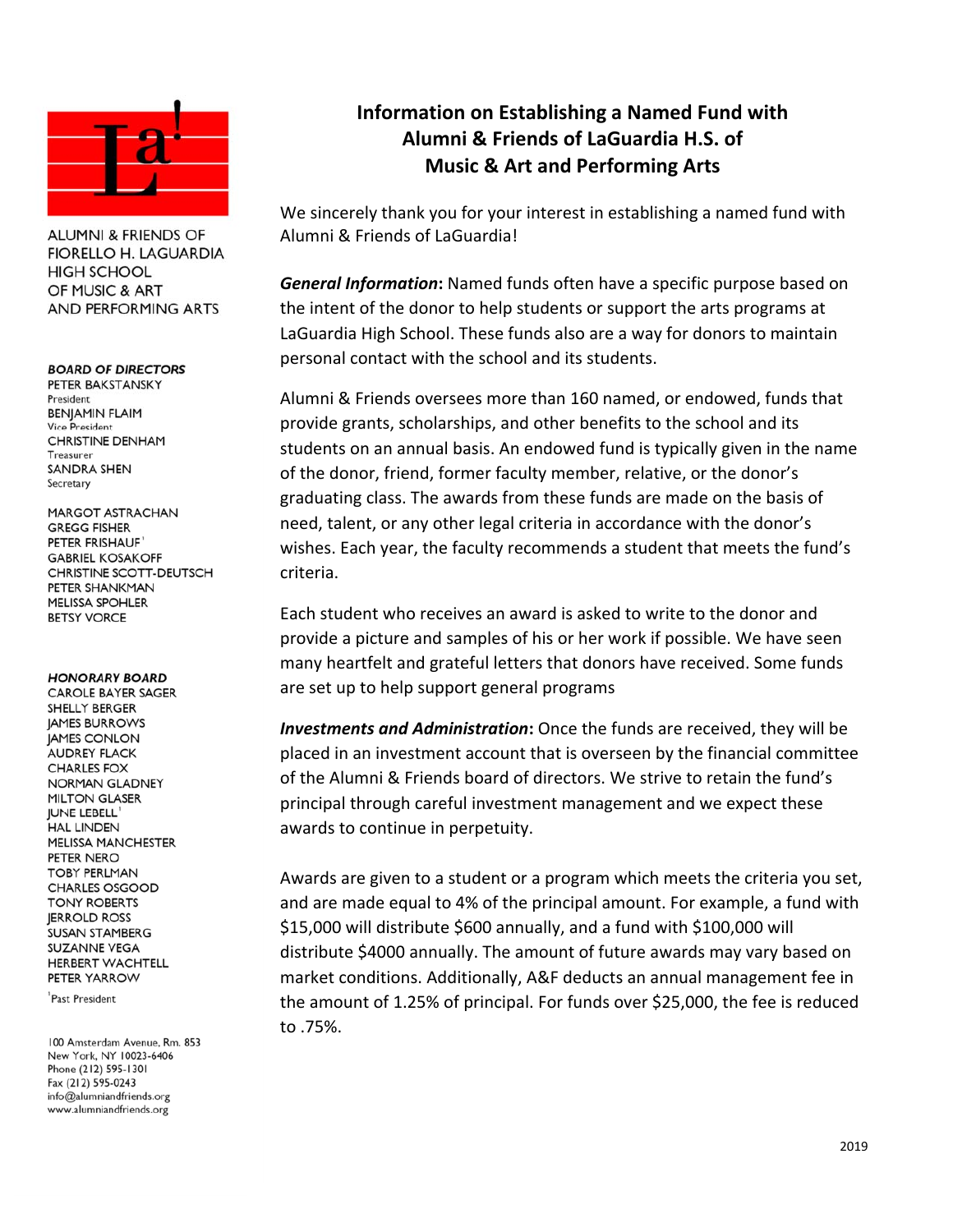ALUMNI & FRIENDS OF FIORELLO H. LAGUARDIA HIGH SCHOOL OF MUSIC & ART AND PERFORMING ARTS

***BOARD OF DIRECTORS***

PETER BAKSTANSKY
President
BENJAMIN FLAIM
Vice President
CHRISTINE DENHAM
Treasurer
SANDRA SHEN
Secretary

MARGOT ASTRACHAN
GREGG FISHER
PETER FRISHAUF[1]
GABRIEL KOSAKOFF
CHRISTINE SCOTT-DEUTSCH
PETER SHANKMAN
MELISSA SPOHLER
BETSY VORCE

***HONORARY BOARD***

CAROLE BAYER SAGER
SHELLY BERGER
JAMES BURROWS
JAMES CONLON
AUDREY FLACK
CHARLES FOX
NORMAN GLADNEY
MILTON GLASER
JUNE LEBELL[1]
HAL LINDEN
MELISSA MANCHESTER
PETER NERO
TOBY PERLMAN
CHARLES OSGOOD
TONY ROBERTS
JERROLD ROSS
SUSAN STAMBERG
SUZANNE VEGA
HERBERT WACHTELL
PETER YARROW

[1]Past President

100 Amsterdam Avenue, Rm. 853
New York, NY 10023-6406
Phone (212) 595-1301
Fax (212) 595-0243
info@alumniandfriends.org
www.alumniandfriends.org

# Information on Establishing a Named Fund with Alumni & Friends of LaGuardia H.S. of Music & Art and Performing Arts

We sincerely thank you for your interest in establishing a named fund with Alumni & Friends of LaGuardia!

***General Information*****:** Named funds often have a specific purpose based on the intent of the donor to help students or support the arts programs at LaGuardia High School. These funds also are a way for donors to maintain personal contact with the school and its students.

Alumni & Friends oversees more than 160 named, or endowed, funds that provide grants, scholarships, and other benefits to the school and its students on an annual basis. An endowed fund is typically given in the name of the donor, friend, former faculty member, relative, or the donor's graduating class. The awards from these funds are made on the basis of need, talent, or any other legal criteria in accordance with the donor's wishes. Each year, the faculty recommends a student that meets the fund's criteria.

Each student who receives an award is asked to write to the donor and provide a picture and samples of his or her work if possible. We have seen many heartfelt and grateful letters that donors have received. Some funds are set up to help support general programs

***Investments and Administration*****:** Once the funds are received, they will be placed in an investment account that is overseen by the financial committee of the Alumni & Friends board of directors. We strive to retain the fund's principal through careful investment management and we expect these awards to continue in perpetuity.

Awards are given to a student or a program which meets the criteria you set, and are made equal to 4% of the principal amount. For example, a fund with $15,000 will distribute $600 annually, and a fund with $100,000 will distribute $4000 annually. The amount of future awards may vary based on market conditions. Additionally, A&F deducts an annual management fee in the amount of 1.25% of principal. For funds over $25,000, the fee is reduced to .75%.

2019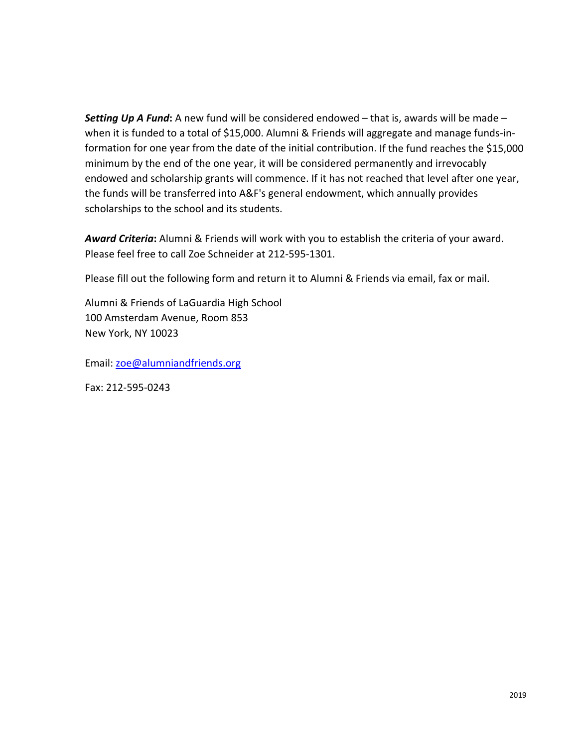***Setting Up A Fund*****:** A new fund will be considered endowed – that is, awards will be made – when it is funded to a total of $15,000. Alumni & Friends will aggregate and manage funds-in-formation for one year from the date of the initial contribution. If the fund reaches the $15,000 minimum by the end of the one year, it will be considered permanently and irrevocably endowed and scholarship grants will commence. If it has not reached that level after one year, the funds will be transferred into A&F's general endowment, which annually provides scholarships to the school and its students.

***Award Criteria*****:** Alumni & Friends will work with you to establish the criteria of your award. Please feel free to call Zoe Schneider at 212-595-1301.

Please fill out the following form and return it to Alumni & Friends via email, fax or mail.

Alumni & Friends of LaGuardia High School
100 Amsterdam Avenue, Room 853
New York, NY 10023

Email: zoe@alumniandfriends.org

Fax: 212-595-0243

2019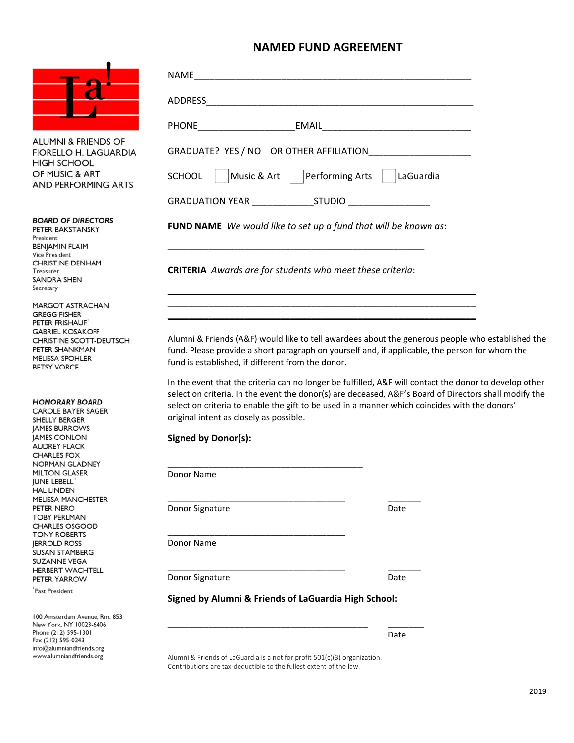# NAMED FUND AGREEMENT

ALUMNI & FRIENDS OF FIORELLO H. LAGUARDIA HIGH SCHOOL OF MUSIC & ART AND PERFORMING ARTS

***BOARD OF DIRECTORS***

PETER BAKSTANSKY
President
BENJAMIN FLAIM
Vice President
CHRISTINE DENHAM
Treasurer
SANDRA SHEN
Secretary

MARGOT ASTRACHAN
GREGG FISHER
PETER FRISHAUF[1]
GABRIEL KOSAKOFF
CHRISTINE SCOTT-DEUTSCH
PETER SHANKMAN
MELISSA SPOHLER
BETSY VORCE

***HONORARY BOARD***

CAROLE BAYER SAGER
SHELLY BERGER
JAMES BURROWS
JAMES CONLON
AUDREY FLACK
CHARLES FOX
NORMAN GLADNEY
MILTON GLASER
JUNE LEBELL[1]
HAL LINDEN
MELISSA MANCHESTER
PETER NERO
TOBY PERLMAN
CHARLES OSGOOD
TONY ROBERTS
JERROLD ROSS
SUSAN STAMBERG
SUZANNE VEGA
HERBERT WACHTELL
PETER YARROW

[1] Past President

100 Amsterdam Avenue, Rm. 853
New York, NY 10023-6406
Phone (212) 595-1301
Fax (212) 595-0243
info@alumniandfriends.org
www.alumniandfriends.org

NAME_______________________________________________________

ADDRESS_____________________________________________________

PHONE___________________EMAIL____________________________

GRADUATE? YES / NO OR OTHER AFFILIATION___________________

SCHOOL ☐ Music & Art ☐ Performing Arts ☐ LaGuardia

GRADUATION YEAR ____________STUDIO ________________

**FUND NAME** *We would like to set up a fund that will be known as*:

_____________________________________________________

**CRITERIA** *Awards are for students who meet these criteria*:

_____________________________________________________
_____________________________________________________
_____________________________________________________

Alumni & Friends (A&F) would like to tell awardees about the generous people who established the fund. Please provide a short paragraph on yourself and, if applicable, the person for whom the fund is established, if different from the donor.

In the event that the criteria can no longer be fulfilled, A&F will contact the donor to develop other selection criteria. In the event the donor(s) are deceased, A&F's Board of Directors shall modify the selection criteria to enable the gift to be used in a manner which coincides with the donors' original intent as closely as possible.

**Signed by Donor(s):**

_________________________________________
Donor Name

_____________________________________ _______
Donor Signature Date

_____________________________________
Donor Name

_____________________________________ _______
Donor Signature Date

**Signed by Alumni & Friends of LaGuardia High School:**

_________________________________________ ________
Date

Alumni & Friends of LaGuardia is a not for profit 501(c)(3) organization.
Contributions are tax-deductible to the fullest extent of the law.

2019